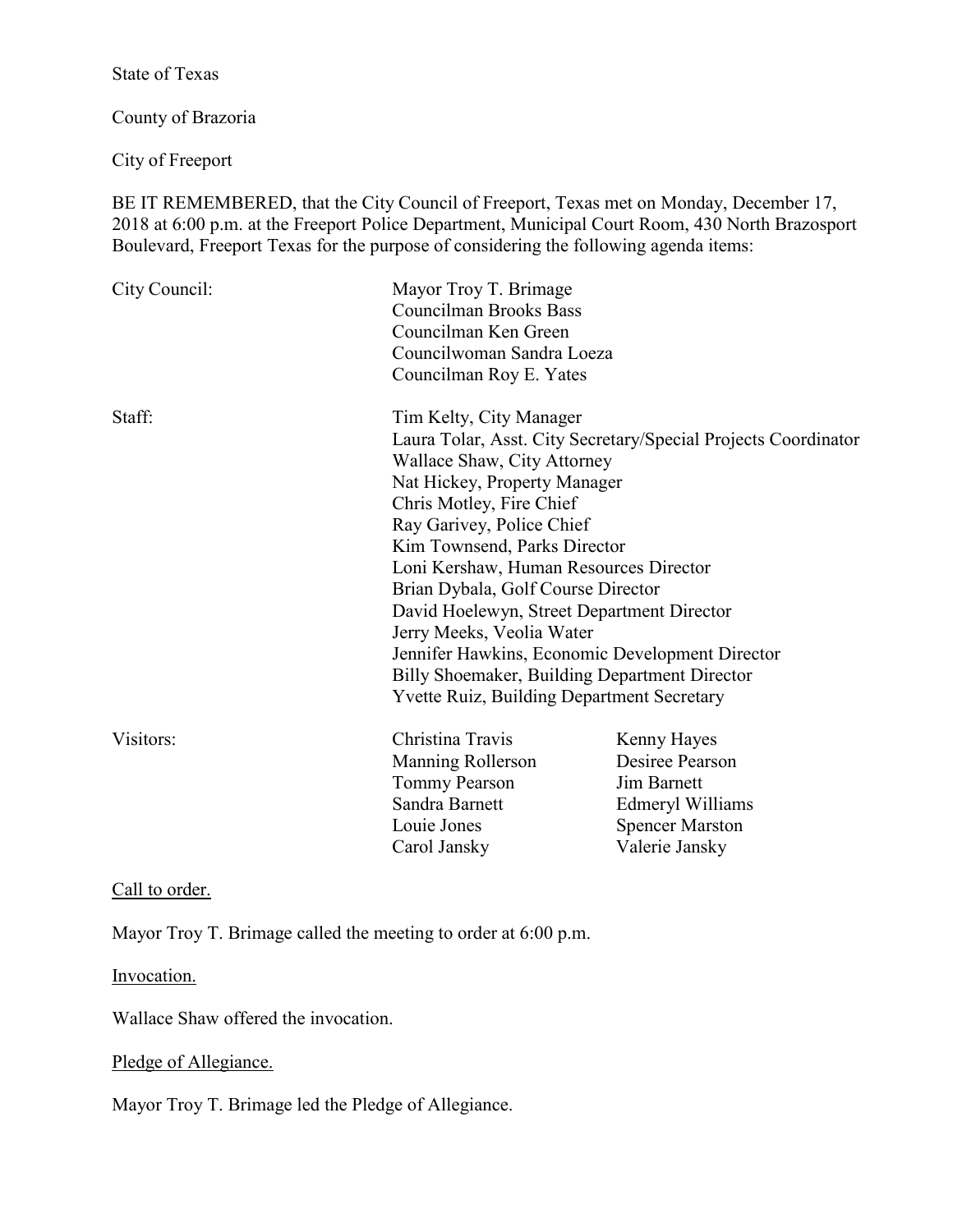State of Texas

County of Brazoria

City of Freeport

BE IT REMEMBERED, that the City Council of Freeport, Texas met on Monday, December 17, 2018 at 6:00 p.m. at the Freeport Police Department, Municipal Court Room, 430 North Brazosport Boulevard, Freeport Texas for the purpose of considering the following agenda items:

| | | |
|---|---|---|
| City Council: | Mayor Troy T. Brimage<br>Councilman Brooks Bass<br>Councilman Ken Green<br>Councilwoman Sandra Loeza<br>Councilman Roy E. Yates | |
| Staff: | Tim Kelty, City Manager<br>Laura Tolar, Asst. City Secretary/Special Projects Coordinator<br>Wallace Shaw, City Attorney<br>Nat Hickey, Property Manager<br>Chris Motley, Fire Chief<br>Ray Garivey, Police Chief<br>Kim Townsend, Parks Director<br>Loni Kershaw, Human Resources Director<br>Brian Dybala, Golf Course Director<br>David Hoelewyn, Street Department Director<br>Jerry Meeks, Veolia Water<br>Jennifer Hawkins, Economic Development Director<br>Billy Shoemaker, Building Department Director<br>Yvette Ruiz, Building Department Secretary | |
| Visitors: | Christina Travis<br>Manning Rollerson<br>Tommy Pearson<br>Sandra Barnett<br>Louie Jones<br>Carol Jansky | Kenny Hayes<br>Desiree Pearson<br>Jim Barnett<br>Edmeryl Williams<br>Spencer Marston<br>Valerie Jansky |

Call to order.

Mayor Troy T. Brimage called the meeting to order at 6:00 p.m.

Invocation.

Wallace Shaw offered the invocation.

Pledge of Allegiance.

Mayor Troy T. Brimage led the Pledge of Allegiance.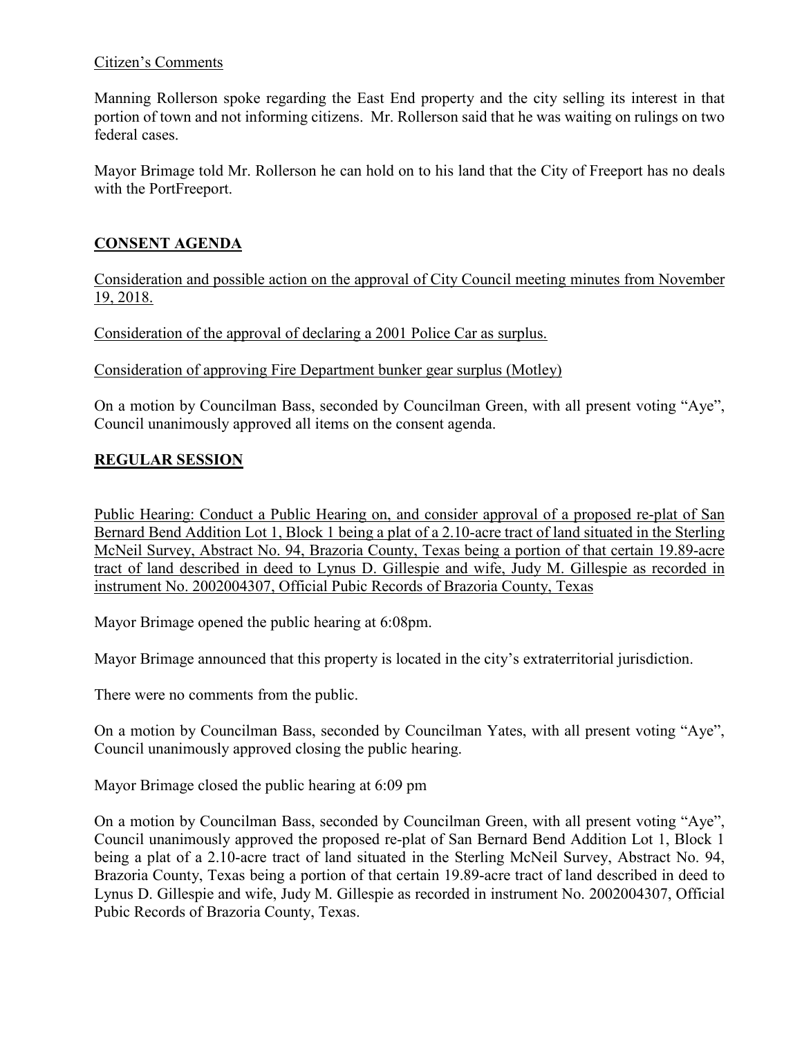Citizen's Comments

Manning Rollerson spoke regarding the East End property and the city selling its interest in that portion of town and not informing citizens. Mr. Rollerson said that he was waiting on rulings on two federal cases.

Mayor Brimage told Mr. Rollerson he can hold on to his land that the City of Freeport has no deals with the PortFreeport.

## CONSENT AGENDA

Consideration and possible action on the approval of City Council meeting minutes from November 19, 2018.

Consideration of the approval of declaring a 2001 Police Car as surplus.

Consideration of approving Fire Department bunker gear surplus (Motley)

On a motion by Councilman Bass, seconded by Councilman Green, with all present voting "Aye", Council unanimously approved all items on the consent agenda.

## REGULAR SESSION

Public Hearing: Conduct a Public Hearing on, and consider approval of a proposed re-plat of San Bernard Bend Addition Lot 1, Block 1 being a plat of a 2.10-acre tract of land situated in the Sterling McNeil Survey, Abstract No. 94, Brazoria County, Texas being a portion of that certain 19.89-acre tract of land described in deed to Lynus D. Gillespie and wife, Judy M. Gillespie as recorded in instrument No. 2002004307, Official Pubic Records of Brazoria County, Texas

Mayor Brimage opened the public hearing at 6:08pm.

Mayor Brimage announced that this property is located in the city's extraterritorial jurisdiction.

There were no comments from the public.

On a motion by Councilman Bass, seconded by Councilman Yates, with all present voting "Aye", Council unanimously approved closing the public hearing.

Mayor Brimage closed the public hearing at 6:09 pm

On a motion by Councilman Bass, seconded by Councilman Green, with all present voting "Aye", Council unanimously approved the proposed re-plat of San Bernard Bend Addition Lot 1, Block 1 being a plat of a 2.10-acre tract of land situated in the Sterling McNeil Survey, Abstract No. 94, Brazoria County, Texas being a portion of that certain 19.89-acre tract of land described in deed to Lynus D. Gillespie and wife, Judy M. Gillespie as recorded in instrument No. 2002004307, Official Pubic Records of Brazoria County, Texas.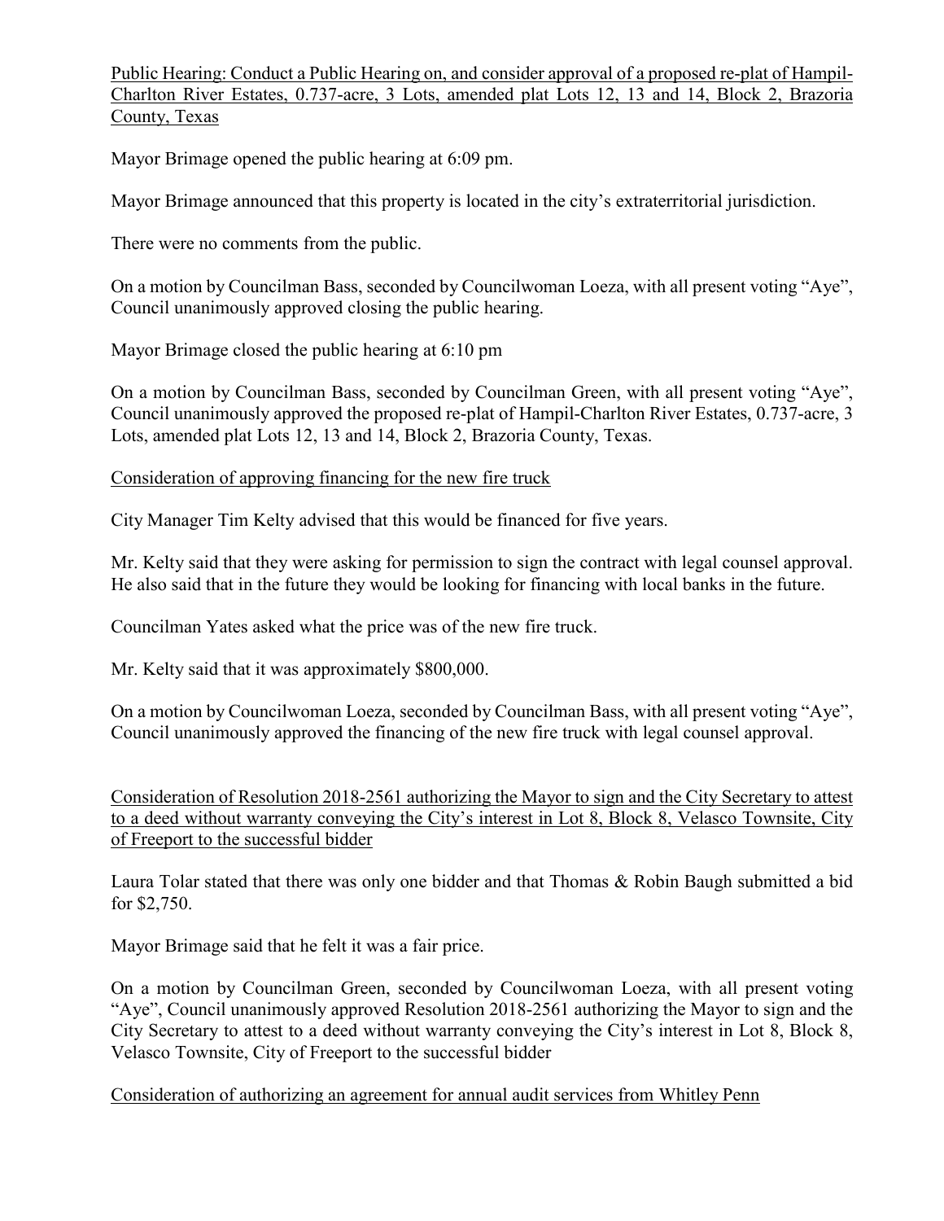Public Hearing: Conduct a Public Hearing on, and consider approval of a proposed re-plat of Hampil-Charlton River Estates, 0.737-acre, 3 Lots, amended plat Lots 12, 13 and 14, Block 2, Brazoria County, Texas

Mayor Brimage opened the public hearing at 6:09 pm.

Mayor Brimage announced that this property is located in the city's extraterritorial jurisdiction.

There were no comments from the public.

On a motion by Councilman Bass, seconded by Councilwoman Loeza, with all present voting "Aye", Council unanimously approved closing the public hearing.

Mayor Brimage closed the public hearing at 6:10 pm

On a motion by Councilman Bass, seconded by Councilman Green, with all present voting "Aye", Council unanimously approved the proposed re-plat of Hampil-Charlton River Estates, 0.737-acre, 3 Lots, amended plat Lots 12, 13 and 14, Block 2, Brazoria County, Texas.

Consideration of approving financing for the new fire truck

City Manager Tim Kelty advised that this would be financed for five years.

Mr. Kelty said that they were asking for permission to sign the contract with legal counsel approval. He also said that in the future they would be looking for financing with local banks in the future.

Councilman Yates asked what the price was of the new fire truck.

Mr. Kelty said that it was approximately $800,000.

On a motion by Councilwoman Loeza, seconded by Councilman Bass, with all present voting "Aye", Council unanimously approved the financing of the new fire truck with legal counsel approval.

Consideration of Resolution 2018-2561 authorizing the Mayor to sign and the City Secretary to attest to a deed without warranty conveying the City's interest in Lot 8, Block 8, Velasco Townsite, City of Freeport to the successful bidder

Laura Tolar stated that there was only one bidder and that Thomas & Robin Baugh submitted a bid for $2,750.

Mayor Brimage said that he felt it was a fair price.

On a motion by Councilman Green, seconded by Councilwoman Loeza, with all present voting "Aye", Council unanimously approved Resolution 2018-2561 authorizing the Mayor to sign and the City Secretary to attest to a deed without warranty conveying the City's interest in Lot 8, Block 8, Velasco Townsite, City of Freeport to the successful bidder

Consideration of authorizing an agreement for annual audit services from Whitley Penn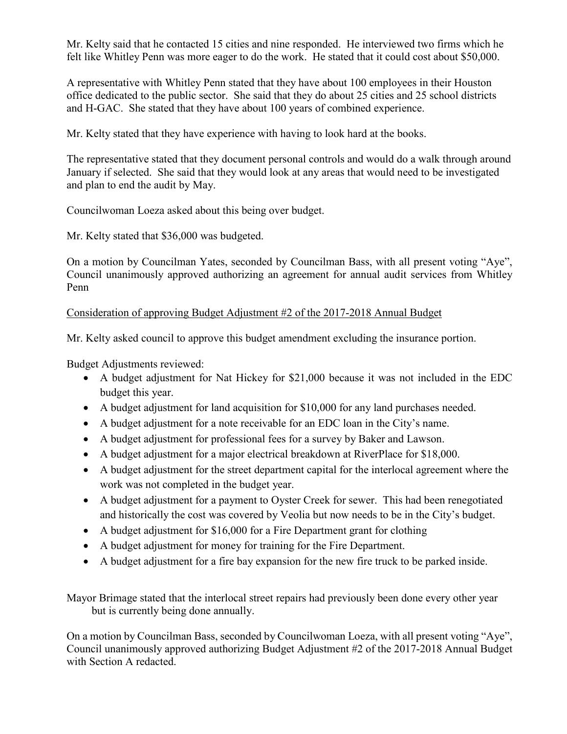Mr. Kelty said that he contacted 15 cities and nine responded. He interviewed two firms which he felt like Whitley Penn was more eager to do the work. He stated that it could cost about $50,000.

A representative with Whitley Penn stated that they have about 100 employees in their Houston office dedicated to the public sector. She said that they do about 25 cities and 25 school districts and H-GAC. She stated that they have about 100 years of combined experience.

Mr. Kelty stated that they have experience with having to look hard at the books.

The representative stated that they document personal controls and would do a walk through around January if selected. She said that they would look at any areas that would need to be investigated and plan to end the audit by May.

Councilwoman Loeza asked about this being over budget.

Mr. Kelty stated that $36,000 was budgeted.

On a motion by Councilman Yates, seconded by Councilman Bass, with all present voting "Aye", Council unanimously approved authorizing an agreement for annual audit services from Whitley Penn

<u>Consideration of approving Budget Adjustment #2 of the 2017-2018 Annual Budget</u>

Mr. Kelty asked council to approve this budget amendment excluding the insurance portion.

Budget Adjustments reviewed:

- A budget adjustment for Nat Hickey for $21,000 because it was not included in the EDC budget this year.
- A budget adjustment for land acquisition for $10,000 for any land purchases needed.
- A budget adjustment for a note receivable for an EDC loan in the City's name.
- A budget adjustment for professional fees for a survey by Baker and Lawson.
- A budget adjustment for a major electrical breakdown at RiverPlace for $18,000.
- A budget adjustment for the street department capital for the interlocal agreement where the work was not completed in the budget year.
- A budget adjustment for a payment to Oyster Creek for sewer. This had been renegotiated and historically the cost was covered by Veolia but now needs to be in the City's budget.
- A budget adjustment for $16,000 for a Fire Department grant for clothing
- A budget adjustment for money for training for the Fire Department.
- A budget adjustment for a fire bay expansion for the new fire truck to be parked inside.

Mayor Brimage stated that the interlocal street repairs had previously been done every other year but is currently being done annually.

On a motion by Councilman Bass, seconded by Councilwoman Loeza, with all present voting "Aye", Council unanimously approved authorizing Budget Adjustment #2 of the 2017-2018 Annual Budget with Section A redacted.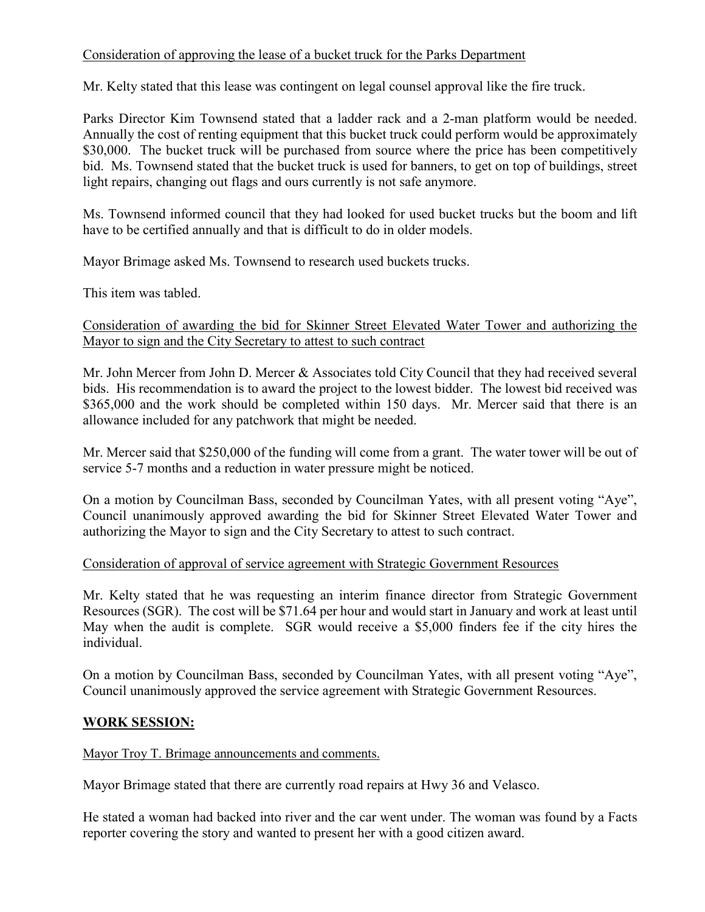Consideration of approving the lease of a bucket truck for the Parks Department

Mr. Kelty stated that this lease was contingent on legal counsel approval like the fire truck.

Parks Director Kim Townsend stated that a ladder rack and a 2-man platform would be needed. Annually the cost of renting equipment that this bucket truck could perform would be approximately $30,000. The bucket truck will be purchased from source where the price has been competitively bid. Ms. Townsend stated that the bucket truck is used for banners, to get on top of buildings, street light repairs, changing out flags and ours currently is not safe anymore.

Ms. Townsend informed council that they had looked for used bucket trucks but the boom and lift have to be certified annually and that is difficult to do in older models.

Mayor Brimage asked Ms. Townsend to research used buckets trucks.

This item was tabled.

Consideration of awarding the bid for Skinner Street Elevated Water Tower and authorizing the Mayor to sign and the City Secretary to attest to such contract

Mr. John Mercer from John D. Mercer & Associates told City Council that they had received several bids. His recommendation is to award the project to the lowest bidder. The lowest bid received was $365,000 and the work should be completed within 150 days. Mr. Mercer said that there is an allowance included for any patchwork that might be needed.

Mr. Mercer said that $250,000 of the funding will come from a grant. The water tower will be out of service 5-7 months and a reduction in water pressure might be noticed.

On a motion by Councilman Bass, seconded by Councilman Yates, with all present voting "Aye", Council unanimously approved awarding the bid for Skinner Street Elevated Water Tower and authorizing the Mayor to sign and the City Secretary to attest to such contract.

Consideration of approval of service agreement with Strategic Government Resources

Mr. Kelty stated that he was requesting an interim finance director from Strategic Government Resources (SGR). The cost will be $71.64 per hour and would start in January and work at least until May when the audit is complete. SGR would receive a $5,000 finders fee if the city hires the individual.

On a motion by Councilman Bass, seconded by Councilman Yates, with all present voting "Aye", Council unanimously approved the service agreement with Strategic Government Resources.

**WORK SESSION:**

Mayor Troy T. Brimage announcements and comments.

Mayor Brimage stated that there are currently road repairs at Hwy 36 and Velasco.

He stated a woman had backed into river and the car went under. The woman was found by a Facts reporter covering the story and wanted to present her with a good citizen award.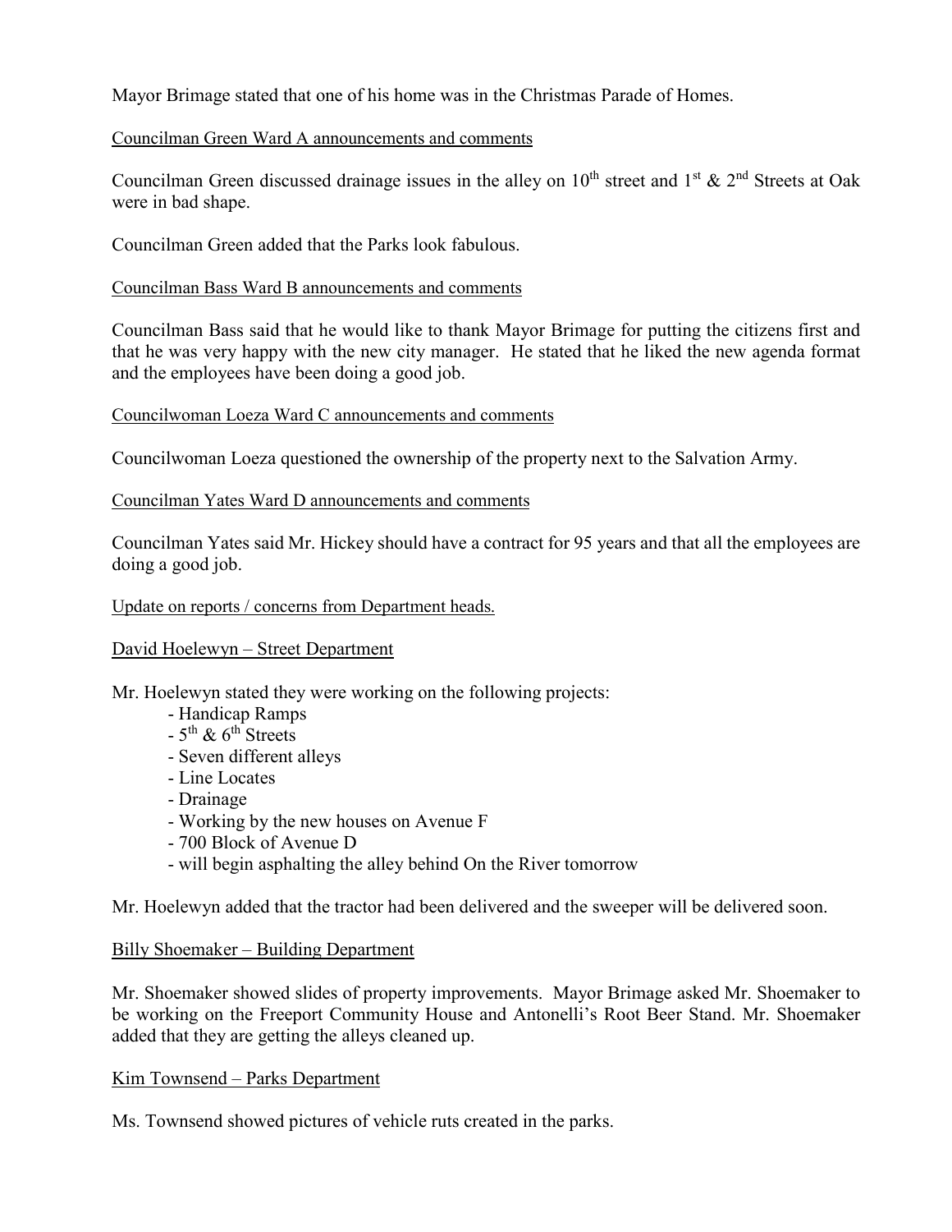Mayor Brimage stated that one of his home was in the Christmas Parade of Homes.

Councilman Green Ward A announcements and comments

Councilman Green discussed drainage issues in the alley on 10th street and 1st & 2nd Streets at Oak were in bad shape.

Councilman Green added that the Parks look fabulous.

Councilman Bass Ward B announcements and comments

Councilman Bass said that he would like to thank Mayor Brimage for putting the citizens first and that he was very happy with the new city manager. He stated that he liked the new agenda format and the employees have been doing a good job.

Councilwoman Loeza Ward C announcements and comments

Councilwoman Loeza questioned the ownership of the property next to the Salvation Army.

Councilman Yates Ward D announcements and comments

Councilman Yates said Mr. Hickey should have a contract for 95 years and that all the employees are doing a good job.

Update on reports / concerns from Department heads.

David Hoelewyn – Street Department

Mr. Hoelewyn stated they were working on the following projects:

- Handicap Ramps
- 5th & 6th Streets
- Seven different alleys
- Line Locates
- Drainage
- Working by the new houses on Avenue F
- 700 Block of Avenue D
- will begin asphalting the alley behind On the River tomorrow

Mr. Hoelewyn added that the tractor had been delivered and the sweeper will be delivered soon.

Billy Shoemaker – Building Department

Mr. Shoemaker showed slides of property improvements. Mayor Brimage asked Mr. Shoemaker to be working on the Freeport Community House and Antonelli's Root Beer Stand. Mr. Shoemaker added that they are getting the alleys cleaned up.

Kim Townsend – Parks Department

Ms. Townsend showed pictures of vehicle ruts created in the parks.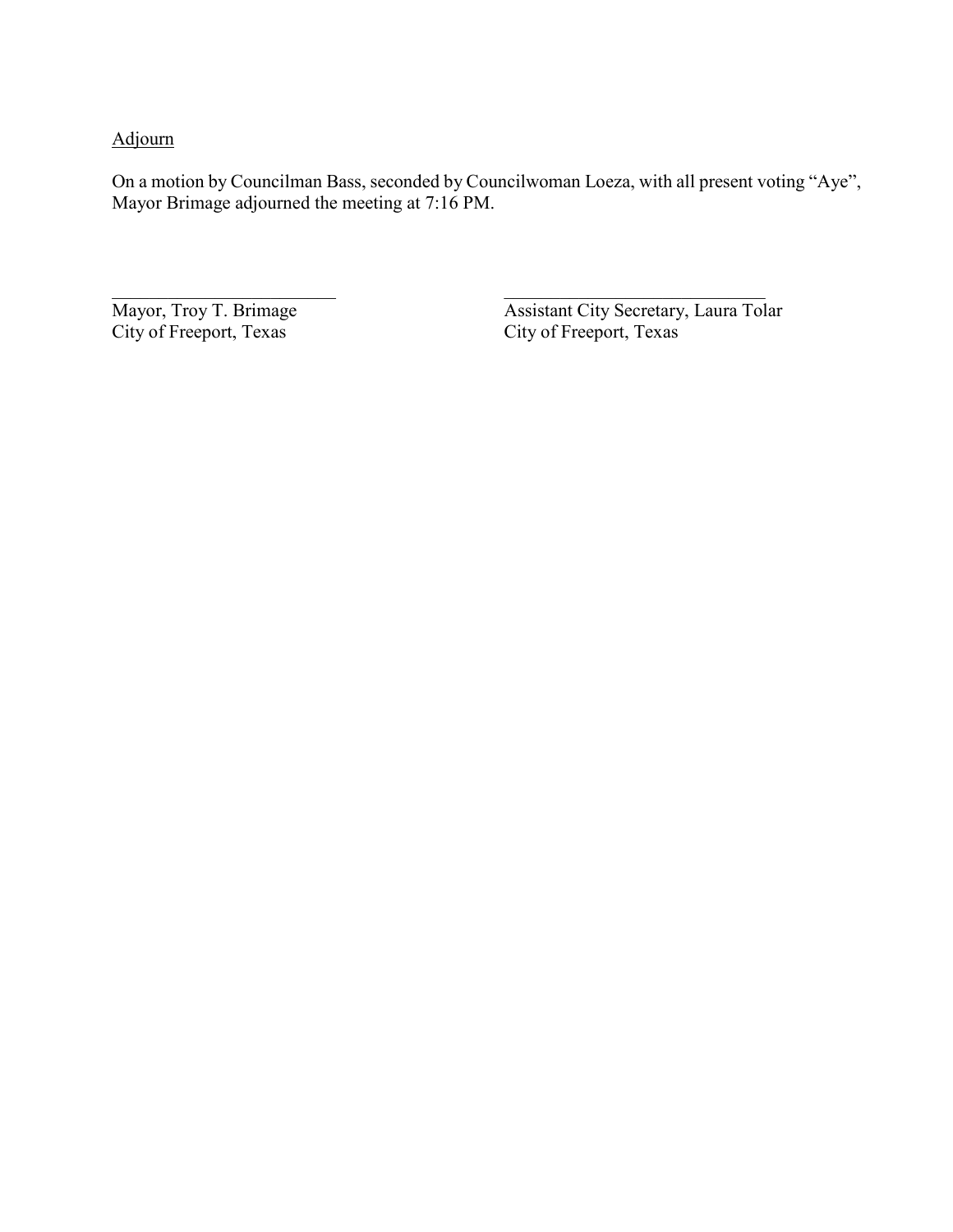<u>Adjourn</u>

On a motion by Councilman Bass, seconded by Councilwoman Loeza, with all present voting "Aye", Mayor Brimage adjourned the meeting at 7:16 PM.

| | |
|---|---|
| ______________________ | ______________________ |
| Mayor, Troy T. Brimage | Assistant City Secretary, Laura Tolar |
| City of Freeport, Texas | City of Freeport, Texas |